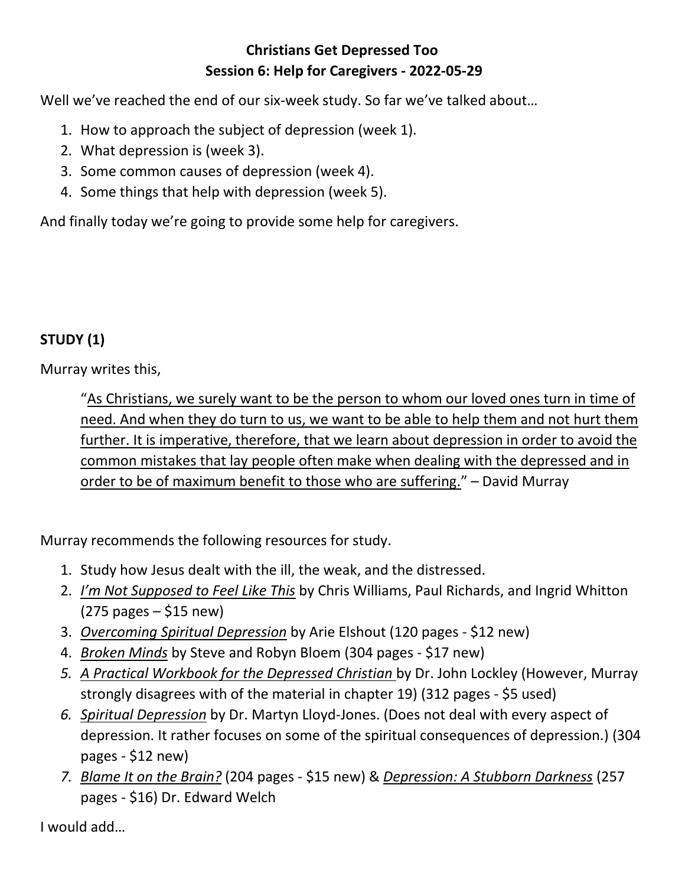**Christians Get Depressed Too**
**Session 6: Help for Caregivers - 2022-05-29**

Well we've reached the end of our six-week study. So far we've talked about…

1. How to approach the subject of depression (week 1).
2. What depression is (week 3).
3. Some common causes of depression (week 4).
4. Some things that help with depression (week 5).

And finally today we're going to provide some help for caregivers.

## STUDY (1)

Murray writes this,

> "As Christians, we surely want to be the person to whom our loved ones turn in time of need. And when they do turn to us, we want to be able to help them and not hurt them further. It is imperative, therefore, that we learn about depression in order to avoid the common mistakes that lay people often make when dealing with the depressed and in order to be of maximum benefit to those who are suffering." – David Murray

Murray recommends the following resources for study.

1. Study how Jesus dealt with the ill, the weak, and the distressed.
2. *I'm Not Supposed to Feel Like This* by Chris Williams, Paul Richards, and Ingrid Whitton (275 pages – $15 new)
3. *Overcoming Spiritual Depression* by Arie Elshout (120 pages - $12 new)
4. *Broken Minds* by Steve and Robyn Bloem (304 pages - $17 new)
5. *A Practical Workbook for the Depressed Christian* by Dr. John Lockley (However, Murray strongly disagrees with of the material in chapter 19) (312 pages - $5 used)
6. *Spiritual Depression* by Dr. Martyn Lloyd-Jones. (Does not deal with every aspect of depression. It rather focuses on some of the spiritual consequences of depression.) (304 pages - $12 new)
7. *Blame It on the Brain?* (204 pages - $15 new) & *Depression: A Stubborn Darkness* (257 pages - $16) Dr. Edward Welch

I would add…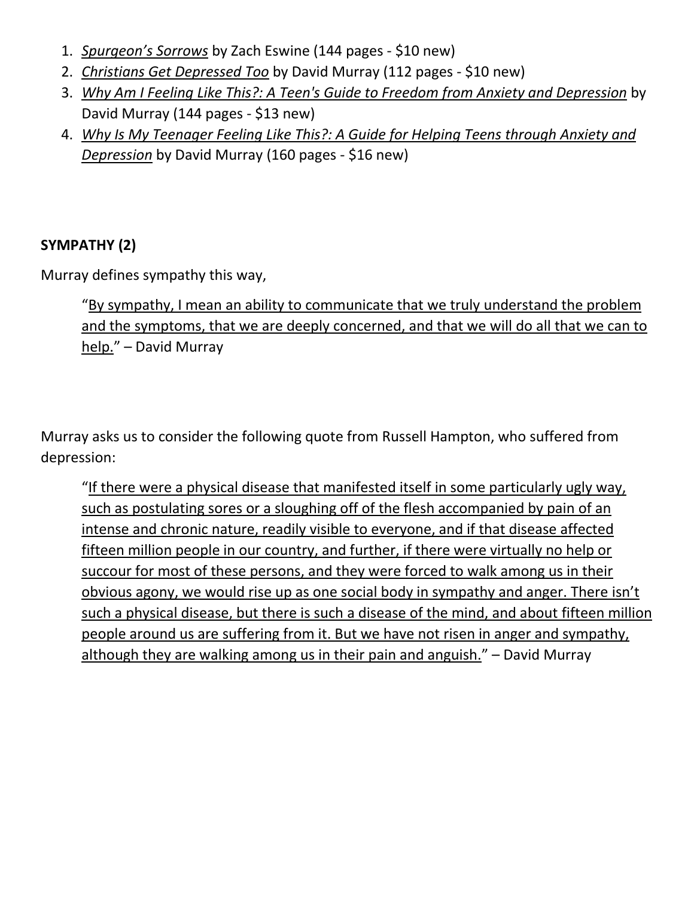1. *Spurgeon's Sorrows* by Zach Eswine (144 pages - $10 new)
2. *Christians Get Depressed Too* by David Murray (112 pages - $10 new)
3. *Why Am I Feeling Like This?: A Teen's Guide to Freedom from Anxiety and Depression* by David Murray (144 pages - $13 new)
4. *Why Is My Teenager Feeling Like This?: A Guide for Helping Teens through Anxiety and Depression* by David Murray (160 pages - $16 new)

**SYMPATHY (2)**

Murray defines sympathy this way,

> "By sympathy, I mean an ability to communicate that we truly understand the problem and the symptoms, that we are deeply concerned, and that we will do all that we can to help." – David Murray

Murray asks us to consider the following quote from Russell Hampton, who suffered from depression:

> "If there were a physical disease that manifested itself in some particularly ugly way, such as postulating sores or a sloughing off of the flesh accompanied by pain of an intense and chronic nature, readily visible to everyone, and if that disease affected fifteen million people in our country, and further, if there were virtually no help or succour for most of these persons, and they were forced to walk among us in their obvious agony, we would rise up as one social body in sympathy and anger. There isn't such a physical disease, but there is such a disease of the mind, and about fifteen million people around us are suffering from it. But we have not risen in anger and sympathy, although they are walking among us in their pain and anguish." – David Murray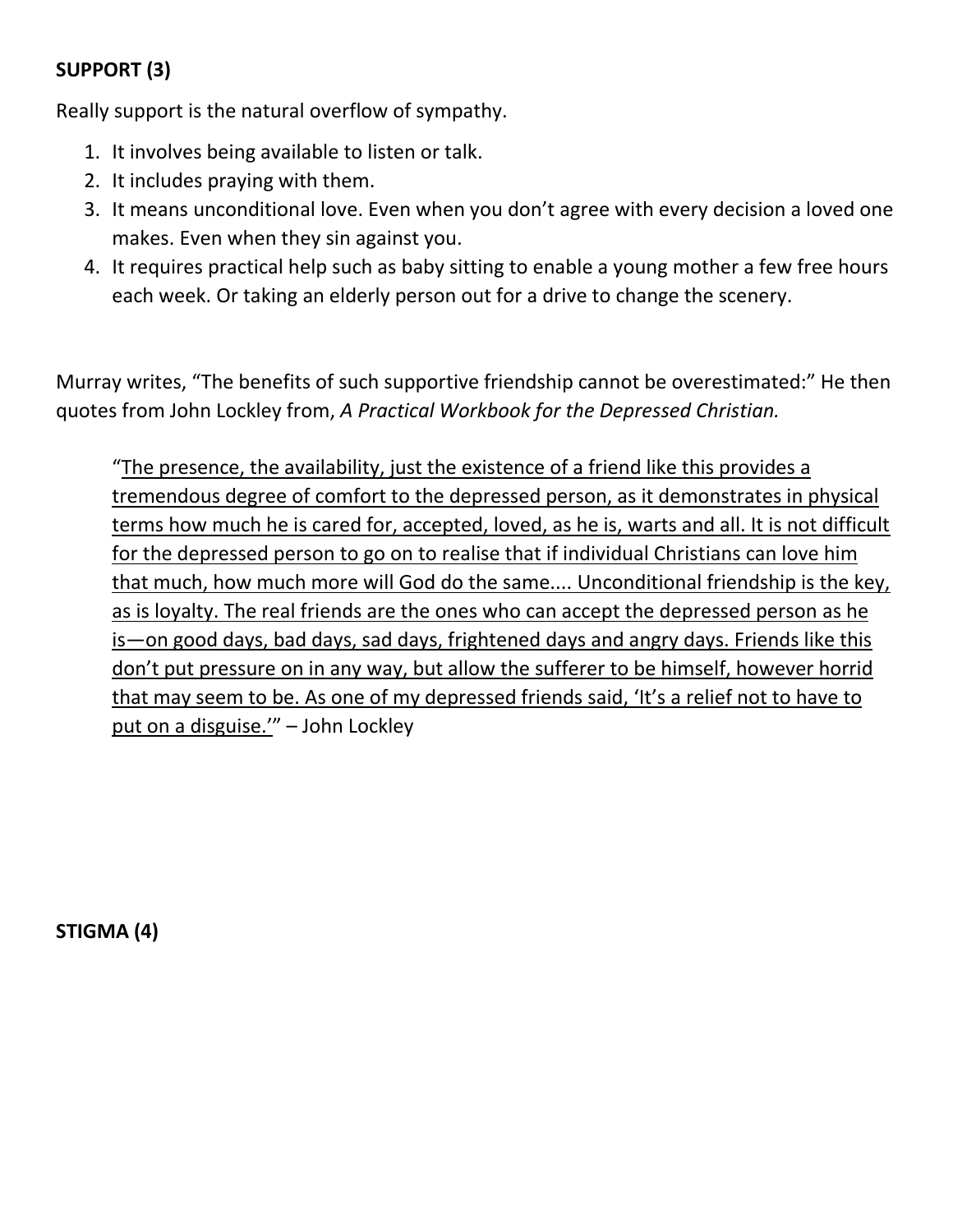**SUPPORT (3)**

Really support is the natural overflow of sympathy.

1. It involves being available to listen or talk.
2. It includes praying with them.
3. It means unconditional love. Even when you don't agree with every decision a loved one makes. Even when they sin against you.
4. It requires practical help such as baby sitting to enable a young mother a few free hours each week. Or taking an elderly person out for a drive to change the scenery.

Murray writes, "The benefits of such supportive friendship cannot be overestimated:" He then quotes from John Lockley from, *A Practical Workbook for the Depressed Christian.*

> "<u>The presence, the availability, just the existence of a friend like this provides a tremendous degree of comfort to the depressed person, as it demonstrates in physical terms how much he is cared for, accepted, loved, as he is, warts and all. It is not difficult for the depressed person to go on to realise that if individual Christians can love him that much, how much more will God do the same.... Unconditional friendship is the key, as is loyalty. The real friends are the ones who can accept the depressed person as he is—on good days, bad days, sad days, frightened days and angry days. Friends like this don't put pressure on in any way, but allow the sufferer to be himself, however horrid that may seem to be. As one of my depressed friends said, 'It's a relief not to have to put on a disguise.'</u>" – John Lockley

**STIGMA (4)**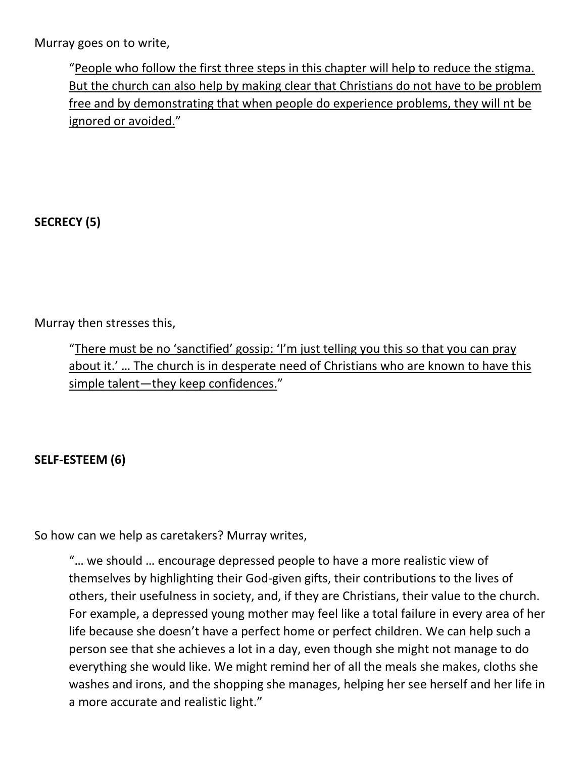Murray goes on to write,

> "<u>People who follow the first three steps in this chapter will help to reduce the stigma. But the church can also help by making clear that Christians do not have to be problem free and by demonstrating that when people do experience problems, they will nt be ignored or avoided.</u>"

**SECRECY (5)**

Murray then stresses this,

> "<u>There must be no 'sanctified' gossip: 'I'm just telling you this so that you can pray about it.' … The church is in desperate need of Christians who are known to have this simple talent—they keep confidences.</u>"

**SELF-ESTEEM (6)**

So how can we help as caretakers? Murray writes,

> "… we should … encourage depressed people to have a more realistic view of themselves by highlighting their God-given gifts, their contributions to the lives of others, their usefulness in society, and, if they are Christians, their value to the church. For example, a depressed young mother may feel like a total failure in every area of her life because she doesn't have a perfect home or perfect children. We can help such a person see that she achieves a lot in a day, even though she might not manage to do everything she would like. We might remind her of all the meals she makes, cloths she washes and irons, and the shopping she manages, helping her see herself and her life in a more accurate and realistic light."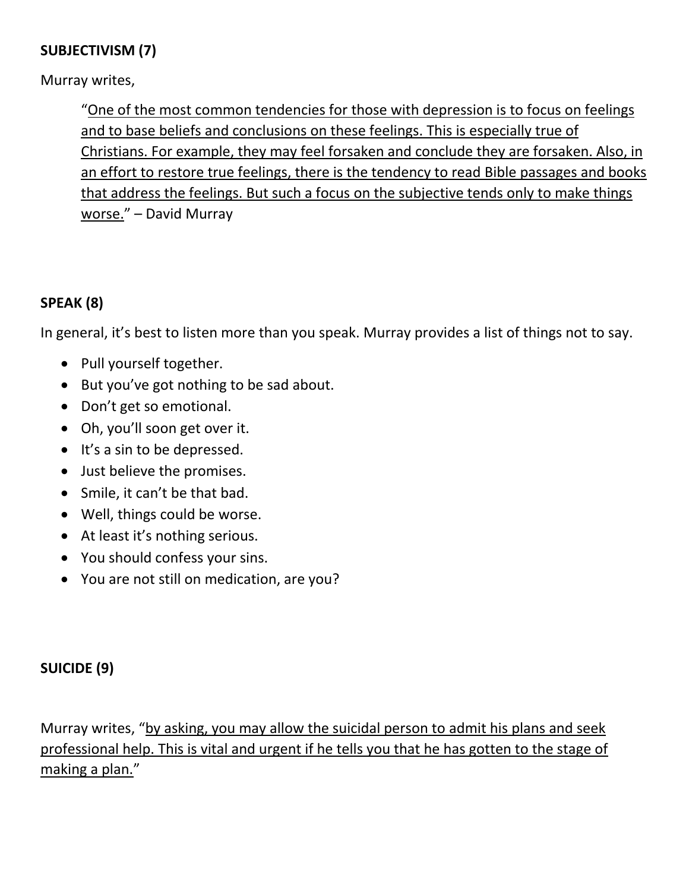**SUBJECTIVISM (7)**

Murray writes,

> "One of the most common tendencies for those with depression is to focus on feelings and to base beliefs and conclusions on these feelings. This is especially true of Christians. For example, they may feel forsaken and conclude they are forsaken. Also, in an effort to restore true feelings, there is the tendency to read Bible passages and books that address the feelings. But such a focus on the subjective tends only to make things worse." – David Murray

**SPEAK (8)**

In general, it's best to listen more than you speak. Murray provides a list of things not to say.

- Pull yourself together.
- But you've got nothing to be sad about.
- Don't get so emotional.
- Oh, you'll soon get over it.
- It's a sin to be depressed.
- Just believe the promises.
- Smile, it can't be that bad.
- Well, things could be worse.
- At least it's nothing serious.
- You should confess your sins.
- You are not still on medication, are you?

**SUICIDE (9)**

Murray writes, "by asking, you may allow the suicidal person to admit his plans and seek professional help. This is vital and urgent if he tells you that he has gotten to the stage of making a plan."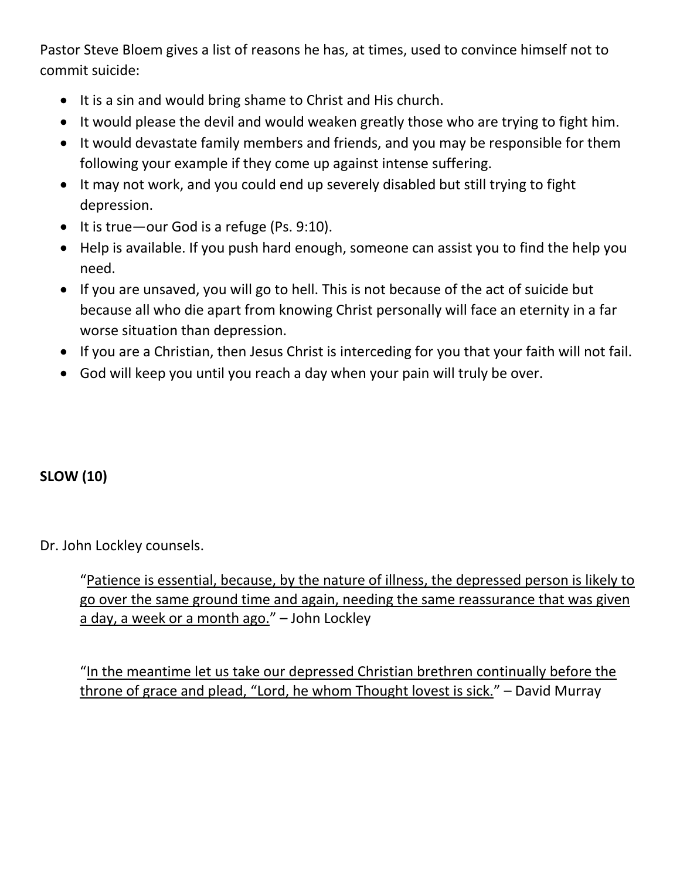Pastor Steve Bloem gives a list of reasons he has, at times, used to convince himself not to commit suicide:

- It is a sin and would bring shame to Christ and His church.
- It would please the devil and would weaken greatly those who are trying to fight him.
- It would devastate family members and friends, and you may be responsible for them following your example if they come up against intense suffering.
- It may not work, and you could end up severely disabled but still trying to fight depression.
- It is true—our God is a refuge (Ps. 9:10).
- Help is available. If you push hard enough, someone can assist you to find the help you need.
- If you are unsaved, you will go to hell. This is not because of the act of suicide but because all who die apart from knowing Christ personally will face an eternity in a far worse situation than depression.
- If you are a Christian, then Jesus Christ is interceding for you that your faith will not fail.
- God will keep you until you reach a day when your pain will truly be over.

**SLOW (10)**

Dr. John Lockley counsels.

> "Patience is essential, because, by the nature of illness, the depressed person is likely to go over the same ground time and again, needing the same reassurance that was given a day, a week or a month ago." – John Lockley

> "In the meantime let us take our depressed Christian brethren continually before the throne of grace and plead, "Lord, he whom Thought lovest is sick." – David Murray